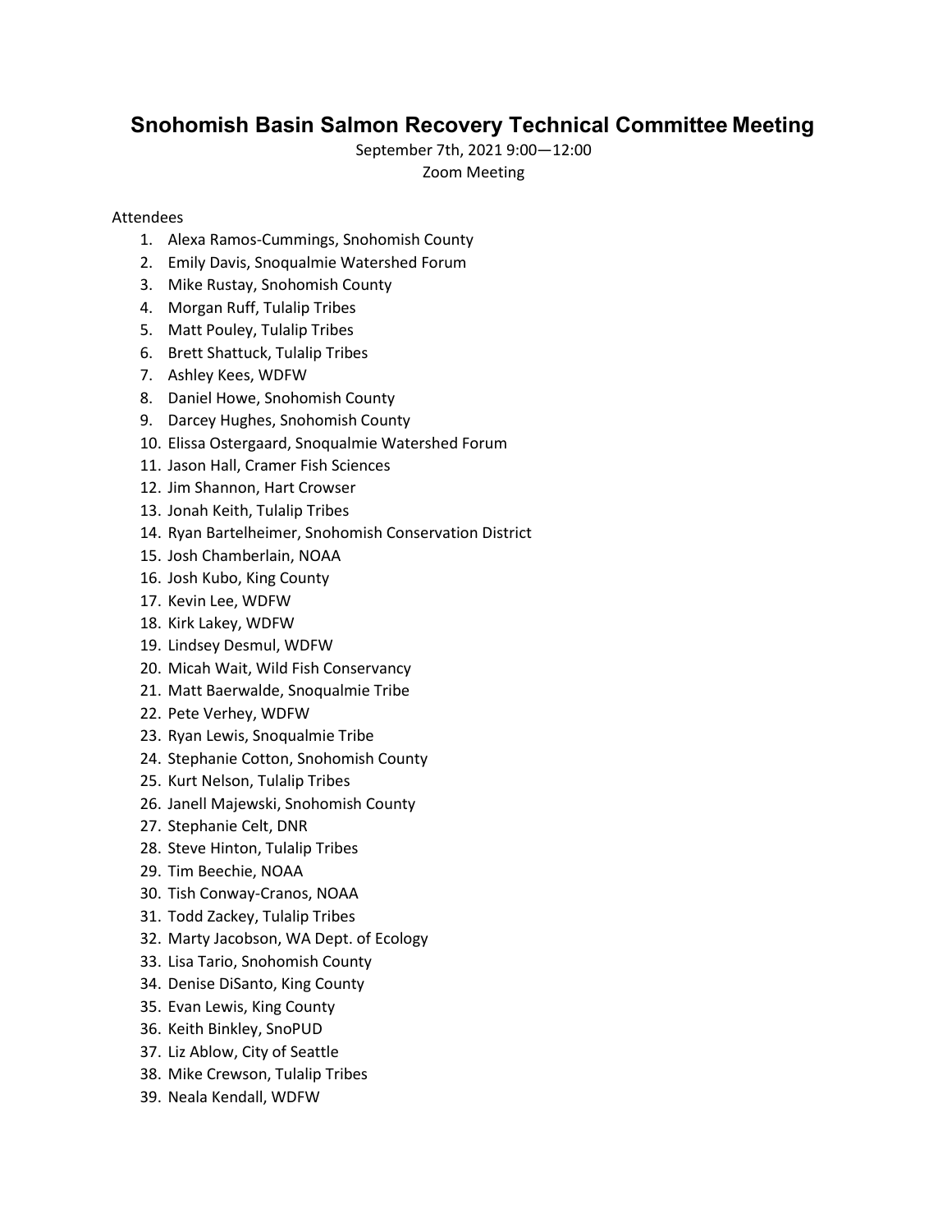# Snohomish Basin Salmon Recovery Technical Committee Meeting

September 7th, 2021 9:00—12:00

Zoom Meeting

Attendees

1. Alexa Ramos-Cummings, Snohomish County
2. Emily Davis, Snoqualmie Watershed Forum
3. Mike Rustay, Snohomish County
4. Morgan Ruff, Tulalip Tribes
5. Matt Pouley, Tulalip Tribes
6. Brett Shattuck, Tulalip Tribes
7. Ashley Kees, WDFW
8. Daniel Howe, Snohomish County
9. Darcey Hughes, Snohomish County
10. Elissa Ostergaard, Snoqualmie Watershed Forum
11. Jason Hall, Cramer Fish Sciences
12. Jim Shannon, Hart Crowser
13. Jonah Keith, Tulalip Tribes
14. Ryan Bartelheimer, Snohomish Conservation District
15. Josh Chamberlain, NOAA
16. Josh Kubo, King County
17. Kevin Lee, WDFW
18. Kirk Lakey, WDFW
19. Lindsey Desmul, WDFW
20. Micah Wait, Wild Fish Conservancy
21. Matt Baerwalde, Snoqualmie Tribe
22. Pete Verhey, WDFW
23. Ryan Lewis, Snoqualmie Tribe
24. Stephanie Cotton, Snohomish County
25. Kurt Nelson, Tulalip Tribes
26. Janell Majewski, Snohomish County
27. Stephanie Celt, DNR
28. Steve Hinton, Tulalip Tribes
29. Tim Beechie, NOAA
30. Tish Conway-Cranos, NOAA
31. Todd Zackey, Tulalip Tribes
32. Marty Jacobson, WA Dept. of Ecology
33. Lisa Tario, Snohomish County
34. Denise DiSanto, King County
35. Evan Lewis, King County
36. Keith Binkley, SnoPUD
37. Liz Ablow, City of Seattle
38. Mike Crewson, Tulalip Tribes
39. Neala Kendall, WDFW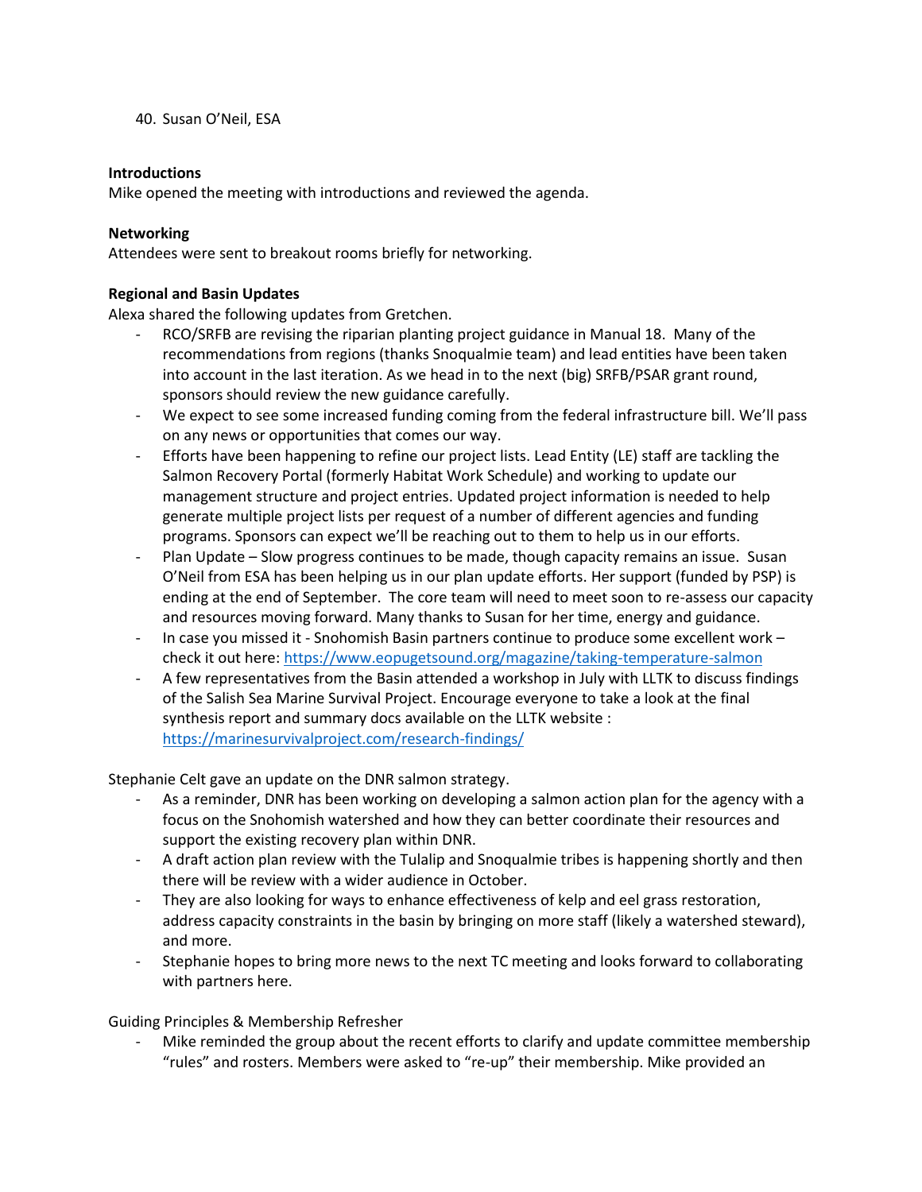40. Susan O'Neil, ESA

**Introductions**
Mike opened the meeting with introductions and reviewed the agenda.

**Networking**
Attendees were sent to breakout rooms briefly for networking.

**Regional and Basin Updates**
Alexa shared the following updates from Gretchen.

- RCO/SRFB are revising the riparian planting project guidance in Manual 18. Many of the recommendations from regions (thanks Snoqualmie team) and lead entities have been taken into account in the last iteration. As we head in to the next (big) SRFB/PSAR grant round, sponsors should review the new guidance carefully.
- We expect to see some increased funding coming from the federal infrastructure bill. We'll pass on any news or opportunities that comes our way.
- Efforts have been happening to refine our project lists. Lead Entity (LE) staff are tackling the Salmon Recovery Portal (formerly Habitat Work Schedule) and working to update our management structure and project entries. Updated project information is needed to help generate multiple project lists per request of a number of different agencies and funding programs. Sponsors can expect we'll be reaching out to them to help us in our efforts.
- Plan Update – Slow progress continues to be made, though capacity remains an issue. Susan O'Neil from ESA has been helping us in our plan update efforts. Her support (funded by PSP) is ending at the end of September. The core team will need to meet soon to re-assess our capacity and resources moving forward. Many thanks to Susan for her time, energy and guidance.
- In case you missed it - Snohomish Basin partners continue to produce some excellent work – check it out here: https://www.eopugetsound.org/magazine/taking-temperature-salmon
- A few representatives from the Basin attended a workshop in July with LLTK to discuss findings of the Salish Sea Marine Survival Project. Encourage everyone to take a look at the final synthesis report and summary docs available on the LLTK website : https://marinesurvivalproject.com/research-findings/

Stephanie Celt gave an update on the DNR salmon strategy.

- As a reminder, DNR has been working on developing a salmon action plan for the agency with a focus on the Snohomish watershed and how they can better coordinate their resources and support the existing recovery plan within DNR.
- A draft action plan review with the Tulalip and Snoqualmie tribes is happening shortly and then there will be review with a wider audience in October.
- They are also looking for ways to enhance effectiveness of kelp and eel grass restoration, address capacity constraints in the basin by bringing on more staff (likely a watershed steward), and more.
- Stephanie hopes to bring more news to the next TC meeting and looks forward to collaborating with partners here.

Guiding Principles & Membership Refresher

- Mike reminded the group about the recent efforts to clarify and update committee membership "rules" and rosters. Members were asked to "re-up" their membership. Mike provided an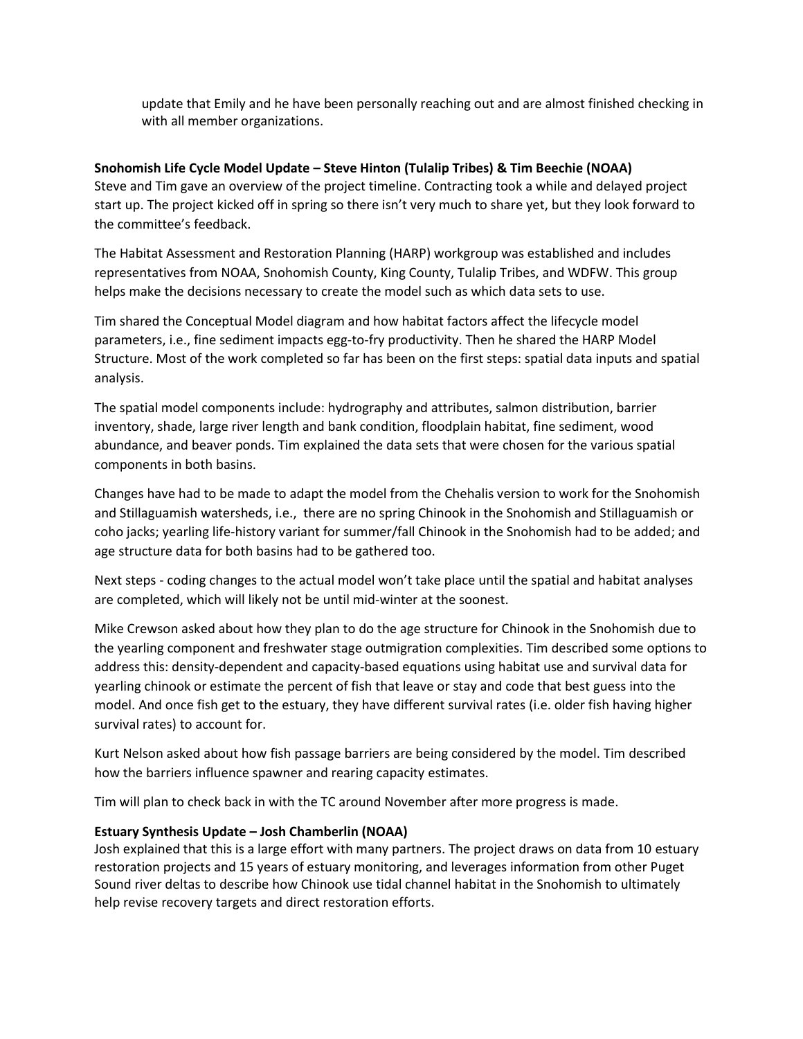update that Emily and he have been personally reaching out and are almost finished checking in with all member organizations.

**Snohomish Life Cycle Model Update – Steve Hinton (Tulalip Tribes) & Tim Beechie (NOAA)**
Steve and Tim gave an overview of the project timeline. Contracting took a while and delayed project start up. The project kicked off in spring so there isn't very much to share yet, but they look forward to the committee's feedback.

The Habitat Assessment and Restoration Planning (HARP) workgroup was established and includes representatives from NOAA, Snohomish County, King County, Tulalip Tribes, and WDFW. This group helps make the decisions necessary to create the model such as which data sets to use.

Tim shared the Conceptual Model diagram and how habitat factors affect the lifecycle model parameters, i.e., fine sediment impacts egg-to-fry productivity. Then he shared the HARP Model Structure. Most of the work completed so far has been on the first steps: spatial data inputs and spatial analysis.

The spatial model components include: hydrography and attributes, salmon distribution, barrier inventory, shade, large river length and bank condition, floodplain habitat, fine sediment, wood abundance, and beaver ponds. Tim explained the data sets that were chosen for the various spatial components in both basins.

Changes have had to be made to adapt the model from the Chehalis version to work for the Snohomish and Stillaguamish watersheds, i.e., there are no spring Chinook in the Snohomish and Stillaguamish or coho jacks; yearling life-history variant for summer/fall Chinook in the Snohomish had to be added; and age structure data for both basins had to be gathered too.

Next steps - coding changes to the actual model won't take place until the spatial and habitat analyses are completed, which will likely not be until mid-winter at the soonest.

Mike Crewson asked about how they plan to do the age structure for Chinook in the Snohomish due to the yearling component and freshwater stage outmigration complexities. Tim described some options to address this: density-dependent and capacity-based equations using habitat use and survival data for yearling chinook or estimate the percent of fish that leave or stay and code that best guess into the model. And once fish get to the estuary, they have different survival rates (i.e. older fish having higher survival rates) to account for.

Kurt Nelson asked about how fish passage barriers are being considered by the model. Tim described how the barriers influence spawner and rearing capacity estimates.

Tim will plan to check back in with the TC around November after more progress is made.

**Estuary Synthesis Update – Josh Chamberlin (NOAA)**
Josh explained that this is a large effort with many partners. The project draws on data from 10 estuary restoration projects and 15 years of estuary monitoring, and leverages information from other Puget Sound river deltas to describe how Chinook use tidal channel habitat in the Snohomish to ultimately help revise recovery targets and direct restoration efforts.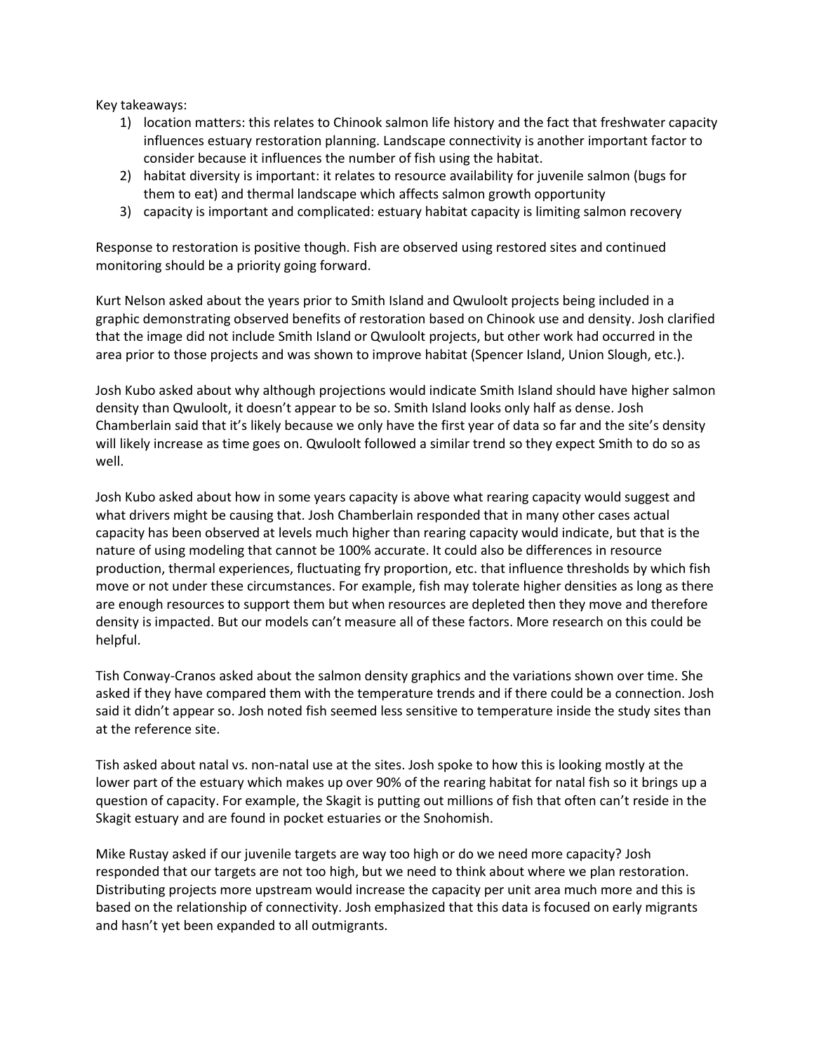Key takeaways:

1) location matters: this relates to Chinook salmon life history and the fact that freshwater capacity influences estuary restoration planning. Landscape connectivity is another important factor to consider because it influences the number of fish using the habitat.
2) habitat diversity is important: it relates to resource availability for juvenile salmon (bugs for them to eat) and thermal landscape which affects salmon growth opportunity
3) capacity is important and complicated: estuary habitat capacity is limiting salmon recovery

Response to restoration is positive though. Fish are observed using restored sites and continued monitoring should be a priority going forward.

Kurt Nelson asked about the years prior to Smith Island and Qwuloolt projects being included in a graphic demonstrating observed benefits of restoration based on Chinook use and density. Josh clarified that the image did not include Smith Island or Qwuloolt projects, but other work had occurred in the area prior to those projects and was shown to improve habitat (Spencer Island, Union Slough, etc.).

Josh Kubo asked about why although projections would indicate Smith Island should have higher salmon density than Qwuloolt, it doesn't appear to be so. Smith Island looks only half as dense. Josh Chamberlain said that it's likely because we only have the first year of data so far and the site's density will likely increase as time goes on. Qwuloolt followed a similar trend so they expect Smith to do so as well.

Josh Kubo asked about how in some years capacity is above what rearing capacity would suggest and what drivers might be causing that. Josh Chamberlain responded that in many other cases actual capacity has been observed at levels much higher than rearing capacity would indicate, but that is the nature of using modeling that cannot be 100% accurate. It could also be differences in resource production, thermal experiences, fluctuating fry proportion, etc. that influence thresholds by which fish move or not under these circumstances. For example, fish may tolerate higher densities as long as there are enough resources to support them but when resources are depleted then they move and therefore density is impacted. But our models can't measure all of these factors. More research on this could be helpful.

Tish Conway-Cranos asked about the salmon density graphics and the variations shown over time. She asked if they have compared them with the temperature trends and if there could be a connection. Josh said it didn't appear so. Josh noted fish seemed less sensitive to temperature inside the study sites than at the reference site.

Tish asked about natal vs. non-natal use at the sites. Josh spoke to how this is looking mostly at the lower part of the estuary which makes up over 90% of the rearing habitat for natal fish so it brings up a question of capacity. For example, the Skagit is putting out millions of fish that often can't reside in the Skagit estuary and are found in pocket estuaries or the Snohomish.

Mike Rustay asked if our juvenile targets are way too high or do we need more capacity? Josh responded that our targets are not too high, but we need to think about where we plan restoration. Distributing projects more upstream would increase the capacity per unit area much more and this is based on the relationship of connectivity. Josh emphasized that this data is focused on early migrants and hasn't yet been expanded to all outmigrants.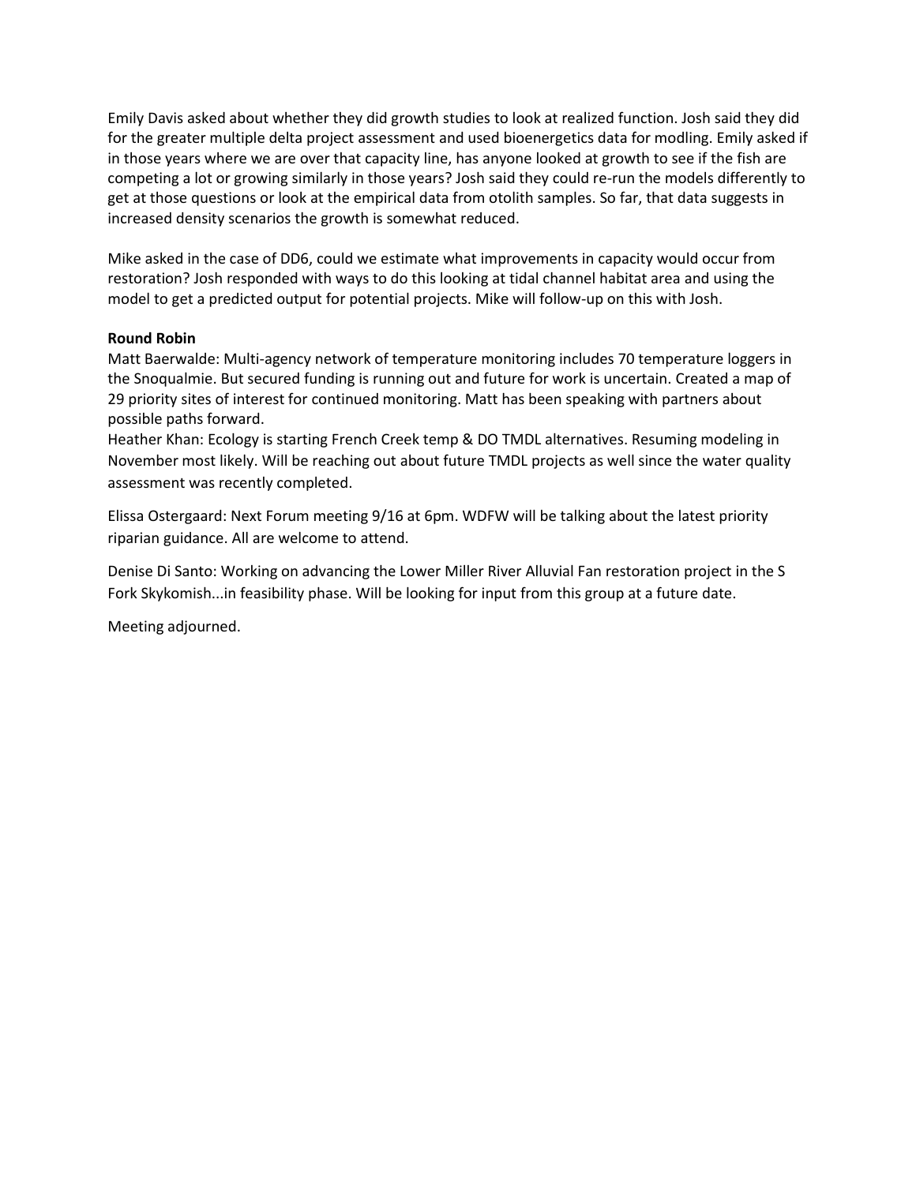Emily Davis asked about whether they did growth studies to look at realized function. Josh said they did for the greater multiple delta project assessment and used bioenergetics data for modling. Emily asked if in those years where we are over that capacity line, has anyone looked at growth to see if the fish are competing a lot or growing similarly in those years? Josh said they could re-run the models differently to get at those questions or look at the empirical data from otolith samples. So far, that data suggests in increased density scenarios the growth is somewhat reduced.

Mike asked in the case of DD6, could we estimate what improvements in capacity would occur from restoration? Josh responded with ways to do this looking at tidal channel habitat area and using the model to get a predicted output for potential projects. Mike will follow-up on this with Josh.

**Round Robin**

Matt Baerwalde: Multi-agency network of temperature monitoring includes 70 temperature loggers in the Snoqualmie. But secured funding is running out and future for work is uncertain. Created a map of 29 priority sites of interest for continued monitoring. Matt has been speaking with partners about possible paths forward.

Heather Khan: Ecology is starting French Creek temp & DO TMDL alternatives. Resuming modeling in November most likely. Will be reaching out about future TMDL projects as well since the water quality assessment was recently completed.

Elissa Ostergaard: Next Forum meeting 9/16 at 6pm. WDFW will be talking about the latest priority riparian guidance. All are welcome to attend.

Denise Di Santo: Working on advancing the Lower Miller River Alluvial Fan restoration project in the S Fork Skykomish...in feasibility phase. Will be looking for input from this group at a future date.

Meeting adjourned.